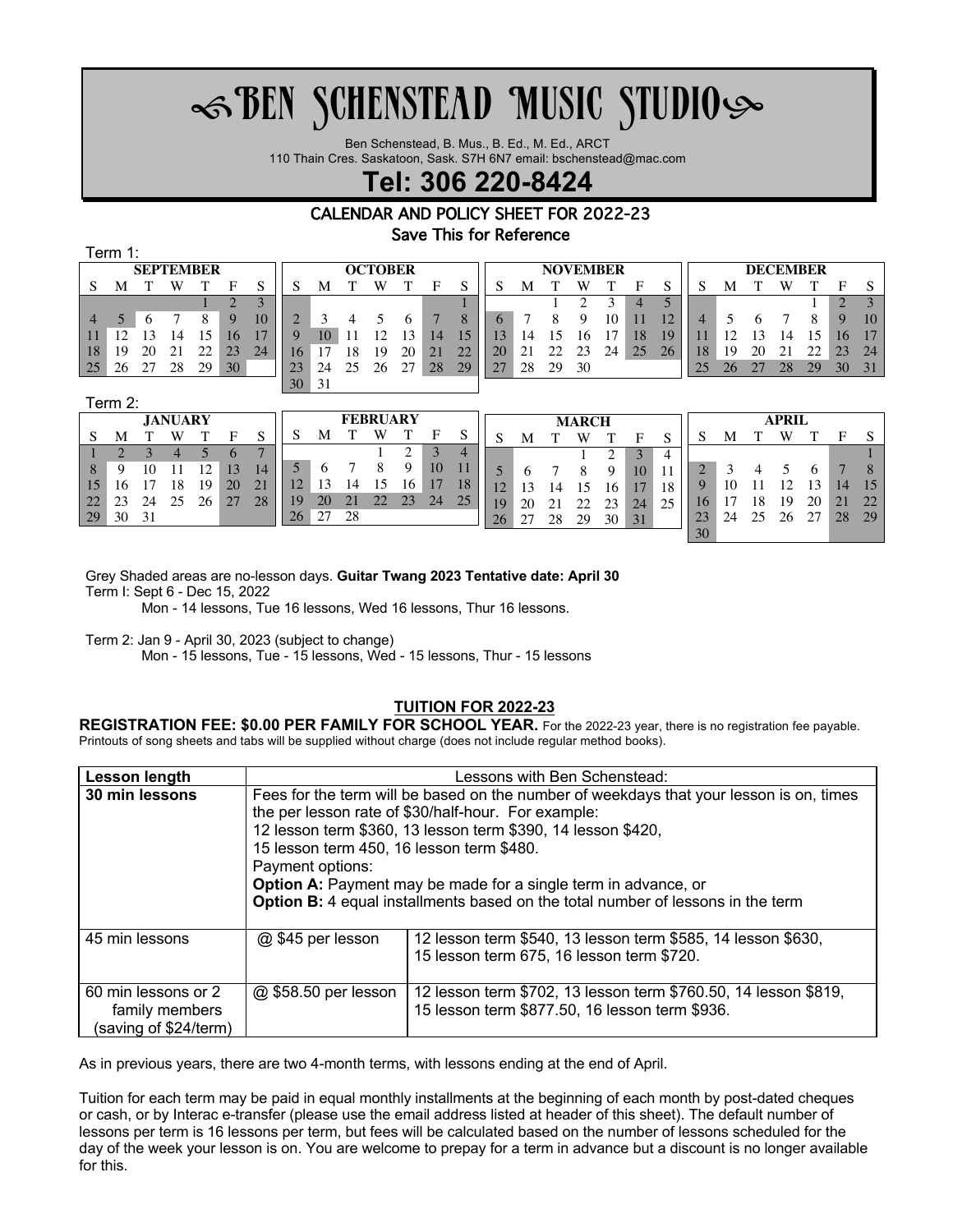# ☙BEN SCHENSTEAD MUSIC STUDIO❧

Ben Schenstead, B. Mus., B. Ed., M. Ed., ARCT
110 Thain Cres. Saskatoon, Sask. S7H 6N7 email: bschenstead@mac.com

## Tel: 306 220-8424

### CALENDAR AND POLICY SHEET FOR 2022-23

Save This for Reference

Term 1:

| SEPTEMBER | | | | | | |
|---|---|---|---|---|---|---|
| S | M | T | W | T | F | S |
| | | | | 1 | 2 | 3 |
| 4 | 5 | 6 | 7 | 8 | 9 | 10 |
| 11 | 12 | 13 | 14 | 15 | 16 | 17 |
| 18 | 19 | 20 | 21 | 22 | 23 | 24 |
| 25 | 26 | 27 | 28 | 29 | 30 | |

| OCTOBER | | | | | | |
|---|---|---|---|---|---|---|
| S | M | T | W | T | F | S |
| | | | | | | 1 |
| 2 | 3 | 4 | 5 | 6 | 7 | 8 |
| 9 | 10 | 11 | 12 | 13 | 14 | 15 |
| 16 | 17 | 18 | 19 | 20 | 21 | 22 |
| 23 | 24 | 25 | 26 | 27 | 28 | 29 |
| 30 | 31 | | | | | |

| NOVEMBER | | | | | | |
|---|---|---|---|---|---|---|
| S | M | T | W | T | F | S |
| | | 1 | 2 | 3 | 4 | 5 |
| 6 | 7 | 8 | 9 | 10 | 11 | 12 |
| 13 | 14 | 15 | 16 | 17 | 18 | 19 |
| 20 | 21 | 22 | 23 | 24 | 25 | 26 |
| 27 | 28 | 29 | 30 | | | |

| DECEMBER | | | | | | |
|---|---|---|---|---|---|---|
| S | M | T | W | T | F | S |
| | | | | 1 | 2 | 3 |
| 4 | 5 | 6 | 7 | 8 | 9 | 10 |
| 11 | 12 | 13 | 14 | 15 | 16 | 17 |
| 18 | 19 | 20 | 21 | 22 | 23 | 24 |
| 25 | 26 | 27 | 28 | 29 | 30 | 31 |

Term 2:

| JANUARY | | | | | | |
|---|---|---|---|---|---|---|
| S | M | T | W | T | F | S |
| 1 | 2 | 3 | 4 | 5 | 6 | 7 |
| 8 | 9 | 10 | 11 | 12 | 13 | 14 |
| 15 | 16 | 17 | 18 | 19 | 20 | 21 |
| 22 | 23 | 24 | 25 | 26 | 27 | 28 |
| 29 | 30 | 31 | | | | |

| FEBRUARY | | | | | | |
|---|---|---|---|---|---|---|
| S | M | T | W | T | F | S |
| | | | 1 | 2 | 3 | 4 |
| 5 | 6 | 7 | 8 | 9 | 10 | 11 |
| 12 | 13 | 14 | 15 | 16 | 17 | 18 |
| 19 | 20 | 21 | 22 | 23 | 24 | 25 |
| 26 | 27 | 28 | | | | |

| MARCH | | | | | | |
|---|---|---|---|---|---|---|
| S | M | T | W | T | F | S |
| | | | 1 | 2 | 3 | 4 |
| 5 | 6 | 7 | 8 | 9 | 10 | 11 |
| 12 | 13 | 14 | 15 | 16 | 17 | 18 |
| 19 | 20 | 21 | 22 | 23 | 24 | 25 |
| 26 | 27 | 28 | 29 | 30 | 31 | |

| APRIL | | | | | | |
|---|---|---|---|---|---|---|
| S | M | T | W | T | F | S |
| | | | | | | 1 |
| 2 | 3 | 4 | 5 | 6 | 7 | 8 |
| 9 | 10 | 11 | 12 | 13 | 14 | 15 |
| 16 | 17 | 18 | 19 | 20 | 21 | 22 |
| 23 | 24 | 25 | 26 | 27 | 28 | 29 |
| 30 | | | | | | |

Grey Shaded areas are no-lesson days. **Guitar Twang 2023 Tentative date: April 30**

Term I: Sept 6 - Dec 15, 2022
Mon - 14 lessons, Tue 16 lessons, Wed 16 lessons, Thur 16 lessons.

Term 2: Jan 9 - April 30, 2023 (subject to change)
Mon - 15 lessons, Tue - 15 lessons, Wed - 15 lessons, Thur - 15 lessons

## TUITION FOR 2022-23

**REGISTRATION FEE: $0.00 PER FAMILY FOR SCHOOL YEAR.** For the 2022-23 year, there is no registration fee payable. Printouts of song sheets and tabs will be supplied without charge (does not include regular method books).

| Lesson length | Lessons with Ben Schenstead: | |
|---|---|---|
| **30 min lessons** | Fees for the term will be based on the number of weekdays that your lesson is on, times the per lesson rate of $30/half-hour. For example:<br>12 lesson term $360, 13 lesson term $390, 14 lesson $420,<br>15 lesson term 450, 16 lesson term $480.<br>Payment options:<br>**Option A:** Payment may be made for a single term in advance, or<br>**Option B:** 4 equal installments based on the total number of lessons in the term | |
| 45 min lessons | @ $45 per lesson | 12 lesson term $540, 13 lesson term $585, 14 lesson $630, 15 lesson term 675, 16 lesson term $720. |
| 60 min lessons or 2 family members (saving of $24/term) | @ $58.50 per lesson | 12 lesson term $702, 13 lesson term $760.50, 14 lesson $819, 15 lesson term $877.50, 16 lesson term $936. |

As in previous years, there are two 4-month terms, with lessons ending at the end of April.

Tuition for each term may be paid in equal monthly installments at the beginning of each month by post-dated cheques or cash, or by Interac e-transfer (please use the email address listed at header of this sheet). The default number of lessons per term is 16 lessons per term, but fees will be calculated based on the number of lessons scheduled for the day of the week your lesson is on. You are welcome to prepay for a term in advance but a discount is no longer available for this.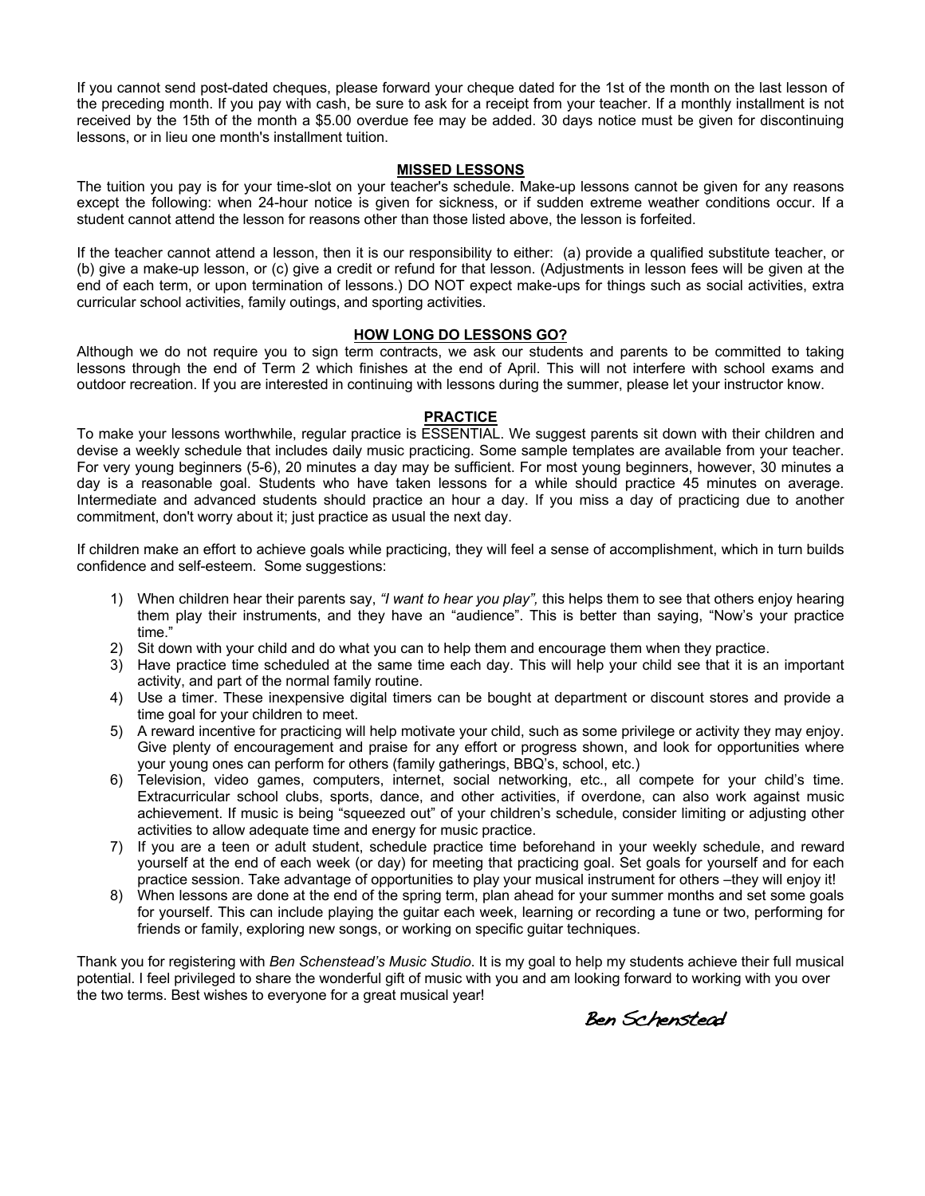If you cannot send post-dated cheques, please forward your cheque dated for the 1st of the month on the last lesson of the preceding month. If you pay with cash, be sure to ask for a receipt from your teacher. If a monthly installment is not received by the 15th of the month a $5.00 overdue fee may be added. 30 days notice must be given for discontinuing lessons, or in lieu one month's installment tuition.

## MISSED LESSONS

The tuition you pay is for your time-slot on your teacher's schedule. Make-up lessons cannot be given for any reasons except the following: when 24-hour notice is given for sickness, or if sudden extreme weather conditions occur. If a student cannot attend the lesson for reasons other than those listed above, the lesson is forfeited.

If the teacher cannot attend a lesson, then it is our responsibility to either: (a) provide a qualified substitute teacher, or (b) give a make-up lesson, or (c) give a credit or refund for that lesson. (Adjustments in lesson fees will be given at the end of each term, or upon termination of lessons.) DO NOT expect make-ups for things such as social activities, extra curricular school activities, family outings, and sporting activities.

## HOW LONG DO LESSONS GO?

Although we do not require you to sign term contracts, we ask our students and parents to be committed to taking lessons through the end of Term 2 which finishes at the end of April. This will not interfere with school exams and outdoor recreation. If you are interested in continuing with lessons during the summer, please let your instructor know.

## PRACTICE

To make your lessons worthwhile, regular practice is ESSENTIAL. We suggest parents sit down with their children and devise a weekly schedule that includes daily music practicing. Some sample templates are available from your teacher. For very young beginners (5-6), 20 minutes a day may be sufficient. For most young beginners, however, 30 minutes a day is a reasonable goal. Students who have taken lessons for a while should practice 45 minutes on average. Intermediate and advanced students should practice an hour a day. If you miss a day of practicing due to another commitment, don't worry about it; just practice as usual the next day.

If children make an effort to achieve goals while practicing, they will feel a sense of accomplishment, which in turn builds confidence and self-esteem. Some suggestions:

1) When children hear their parents say, *"I want to hear you play",* this helps them to see that others enjoy hearing them play their instruments, and they have an "audience". This is better than saying, "Now's your practice time."
2) Sit down with your child and do what you can to help them and encourage them when they practice.
3) Have practice time scheduled at the same time each day. This will help your child see that it is an important activity, and part of the normal family routine.
4) Use a timer. These inexpensive digital timers can be bought at department or discount stores and provide a time goal for your children to meet.
5) A reward incentive for practicing will help motivate your child, such as some privilege or activity they may enjoy. Give plenty of encouragement and praise for any effort or progress shown, and look for opportunities where your young ones can perform for others (family gatherings, BBQ's, school, etc.)
6) Television, video games, computers, internet, social networking, etc., all compete for your child's time. Extracurricular school clubs, sports, dance, and other activities, if overdone, can also work against music achievement. If music is being "squeezed out" of your children's schedule, consider limiting or adjusting other activities to allow adequate time and energy for music practice.
7) If you are a teen or adult student, schedule practice time beforehand in your weekly schedule, and reward yourself at the end of each week (or day) for meeting that practicing goal. Set goals for yourself and for each practice session. Take advantage of opportunities to play your musical instrument for others –they will enjoy it!
8) When lessons are done at the end of the spring term, plan ahead for your summer months and set some goals for yourself. This can include playing the guitar each week, learning or recording a tune or two, performing for friends or family, exploring new songs, or working on specific guitar techniques.

Thank you for registering with *Ben Schenstead's Music Studio*. It is my goal to help my students achieve their full musical potential. I feel privileged to share the wonderful gift of music with you and am looking forward to working with you over the two terms. Best wishes to everyone for a great musical year!

Ben Schenstead